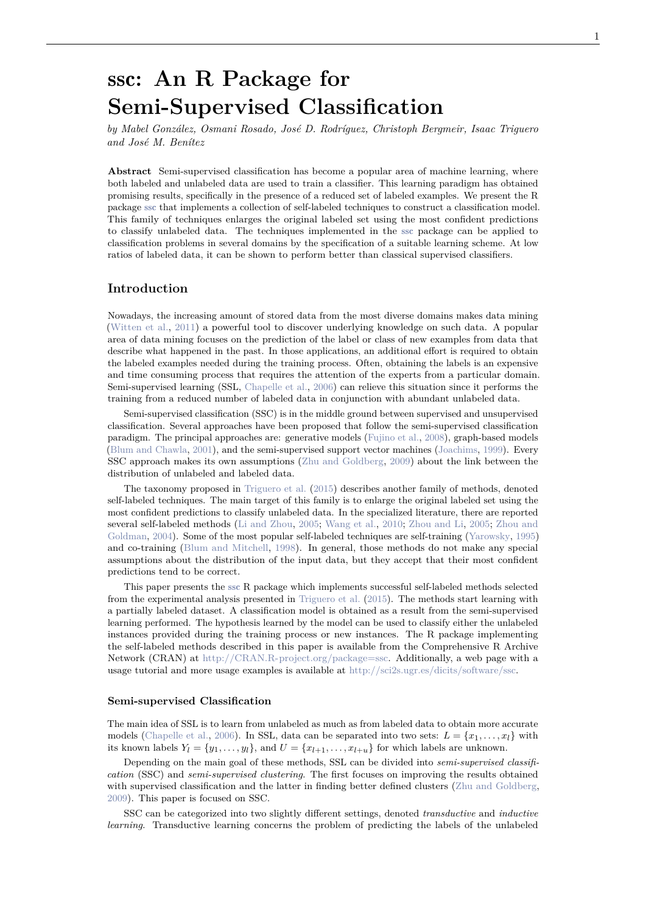# ssc: An R Package for Semi-Supervised Classification

*by Mabel González, Osmani Rosado, José D. Rodríguez, Christoph Bergmeir, Isaac Triguero and José M. Benítez*

**Abstract** Semi-supervised classification has become a popular area of machine learning, where both labeled and unlabeled data are used to train a classifier. This learning paradigm has obtained promising results, specifically in the presence of a reduced set of labeled examples. We present the R package **ssc** that implements a collection of self-labeled techniques to construct a classification model. This family of techniques enlarges the original labeled set using the most confident predictions to classify unlabeled data. The techniques implemented in the **ssc** package can be applied to classification problems in several domains by the specification of a suitable learning scheme. At low ratios of labeled data, it can be shown to perform better than classical supervised classifiers.

## Introduction

Nowadays, the increasing amount of stored data from the most diverse domains makes data mining (Witten et al., 2011) a powerful tool to discover underlying knowledge on such data. A popular area of data mining focuses on the prediction of the label or class of new examples from data that describe what happened in the past. In those applications, an additional effort is required to obtain the labeled examples needed during the training process. Often, obtaining the labels is an expensive and time consuming process that requires the attention of the experts from a particular domain. Semi-supervised learning (SSL, Chapelle et al., 2006) can relieve this situation since it performs the training from a reduced number of labeled data in conjunction with abundant unlabeled data.

Semi-supervised classification (SSC) is in the middle ground between supervised and unsupervised classification. Several approaches have been proposed that follow the semi-supervised classification paradigm. The principal approaches are: generative models (Fujino et al., 2008), graph-based models (Blum and Chawla, 2001), and the semi-supervised support vector machines (Joachims, 1999). Every SSC approach makes its own assumptions (Zhu and Goldberg, 2009) about the link between the distribution of unlabeled and labeled data.

The taxonomy proposed in Triguero et al. (2015) describes another family of methods, denoted self-labeled techniques. The main target of this family is to enlarge the original labeled set using the most confident predictions to classify unlabeled data. In the specialized literature, there are reported several self-labeled methods (Li and Zhou, 2005; Wang et al., 2010; Zhou and Li, 2005; Zhou and Goldman, 2004). Some of the most popular self-labeled techniques are self-training (Yarowsky, 1995) and co-training (Blum and Mitchell, 1998). In general, those methods do not make any special assumptions about the distribution of the input data, but they accept that their most confident predictions tend to be correct.

This paper presents the **ssc** R package which implements successful self-labeled methods selected from the experimental analysis presented in Triguero et al. (2015). The methods start learning with a partially labeled dataset. A classification model is obtained as a result from the semi-supervised learning performed. The hypothesis learned by the model can be used to classify either the unlabeled instances provided during the training process or new instances. The R package implementing the self-labeled methods described in this paper is available from the Comprehensive R Archive Network (CRAN) at http://CRAN.R-project.org/package=ssc. Additionally, a web page with a usage tutorial and more usage examples is available at http://sci2s.ugr.es/dicits/software/ssc.

### Semi-supervised Classification

The main idea of SSL is to learn from unlabeled as much as from labeled data to obtain more accurate models (Chapelle et al., 2006). In SSL, data can be separated into two sets: $L = \{x_1, \ldots, x_l\}$ with its known labels $Y_l = \{y_1, \ldots, y_l\}$, and $U = \{x_{l+1}, \ldots, x_{l+u}\}$ for which labels are unknown.

Depending on the main goal of these methods, SSL can be divided into *semi-supervised classification* (SSC) and *semi-supervised clustering*. The first focuses on improving the results obtained with supervised classification and the latter in finding better defined clusters (Zhu and Goldberg, 2009). This paper is focused on SSC.

SSC can be categorized into two slightly different settings, denoted *transductive* and *inductive learning*. Transductive learning concerns the problem of predicting the labels of the unlabeled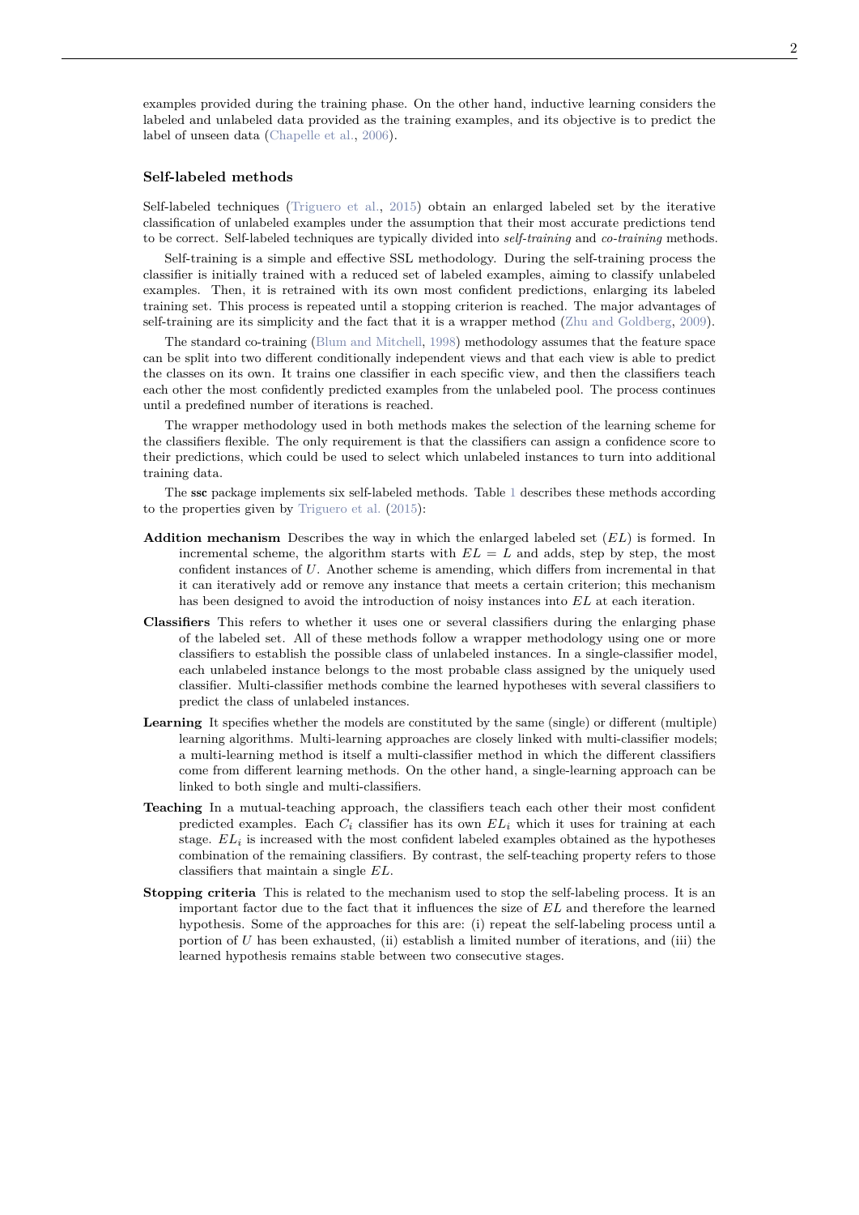examples provided during the training phase. On the other hand, inductive learning considers the labeled and unlabeled data provided as the training examples, and its objective is to predict the label of unseen data (Chapelle et al., 2006).

### Self-labeled methods

Self-labeled techniques (Triguero et al., 2015) obtain an enlarged labeled set by the iterative classification of unlabeled examples under the assumption that their most accurate predictions tend to be correct. Self-labeled techniques are typically divided into *self-training* and *co-training* methods.

Self-training is a simple and effective SSL methodology. During the self-training process the classifier is initially trained with a reduced set of labeled examples, aiming to classify unlabeled examples. Then, it is retrained with its own most confident predictions, enlarging its labeled training set. This process is repeated until a stopping criterion is reached. The major advantages of self-training are its simplicity and the fact that it is a wrapper method (Zhu and Goldberg, 2009).

The standard co-training (Blum and Mitchell, 1998) methodology assumes that the feature space can be split into two different conditionally independent views and that each view is able to predict the classes on its own. It trains one classifier in each specific view, and then the classifiers teach each other the most confidently predicted examples from the unlabeled pool. The process continues until a predefined number of iterations is reached.

The wrapper methodology used in both methods makes the selection of the learning scheme for the classifiers flexible. The only requirement is that the classifiers can assign a confidence score to their predictions, which could be used to select which unlabeled instances to turn into additional training data.

The **ssc** package implements six self-labeled methods. Table 1 describes these methods according to the properties given by Triguero et al. (2015):

**Addition mechanism** Describes the way in which the enlarged labeled set ($EL$) is formed. In incremental scheme, the algorithm starts with $EL = L$ and adds, step by step, the most confident instances of $U$. Another scheme is amending, which differs from incremental in that it can iteratively add or remove any instance that meets a certain criterion; this mechanism has been designed to avoid the introduction of noisy instances into $EL$ at each iteration.

**Classifiers** This refers to whether it uses one or several classifiers during the enlarging phase of the labeled set. All of these methods follow a wrapper methodology using one or more classifiers to establish the possible class of unlabeled instances. In a single-classifier model, each unlabeled instance belongs to the most probable class assigned by the uniquely used classifier. Multi-classifier methods combine the learned hypotheses with several classifiers to predict the class of unlabeled instances.

**Learning** It specifies whether the models are constituted by the same (single) or different (multiple) learning algorithms. Multi-learning approaches are closely linked with multi-classifier models; a multi-learning method is itself a multi-classifier method in which the different classifiers come from different learning methods. On the other hand, a single-learning approach can be linked to both single and multi-classifiers.

**Teaching** In a mutual-teaching approach, the classifiers teach each other their most confident predicted examples. Each $C_i$ classifier has its own $EL_i$ which it uses for training at each stage. $EL_i$ is increased with the most confident labeled examples obtained as the hypotheses combination of the remaining classifiers. By contrast, the self-teaching property refers to those classifiers that maintain a single $EL$.

**Stopping criteria** This is related to the mechanism used to stop the self-labeling process. It is an important factor due to the fact that it influences the size of $EL$ and therefore the learned hypothesis. Some of the approaches for this are: (i) repeat the self-labeling process until a portion of $U$ has been exhausted, (ii) establish a limited number of iterations, and (iii) the learned hypothesis remains stable between two consecutive stages.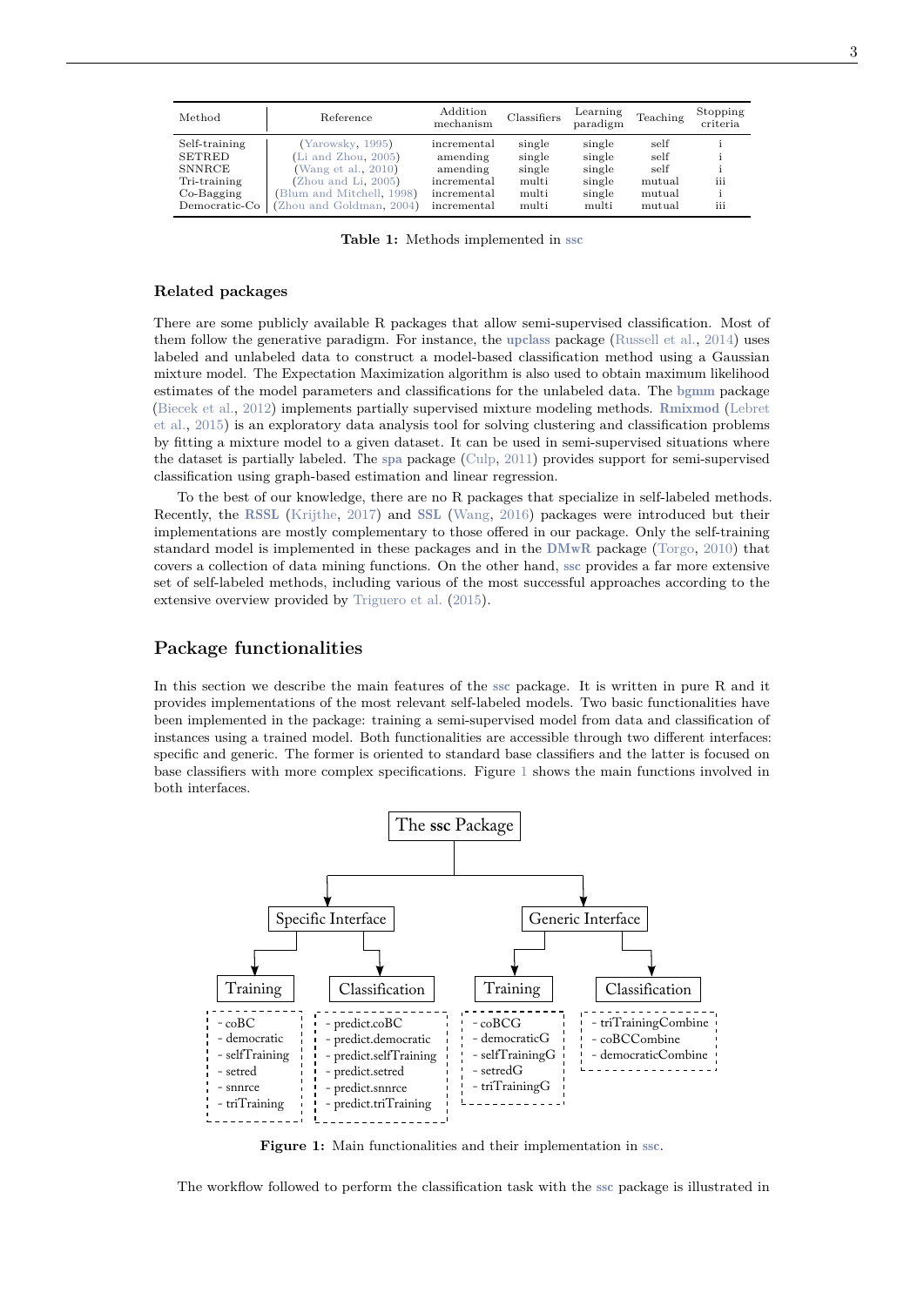| Method | Reference | Addition mechanism | Classifiers | Learning paradigm | Teaching | Stopping criteria |
|---|---|---|---|---|---|---|
| Self-training | (Yarowsky, 1995) | incremental | single | single | self | i |
| SETRED | (Li and Zhou, 2005) | amending | single | single | self | i |
| SNNRCE | (Wang et al., 2010) | amending | single | single | self | i |
| Tri-training | (Zhou and Li, 2005) | incremental | multi | single | mutual | iii |
| Co-Bagging | (Blum and Mitchell, 1998) | incremental | multi | single | mutual | i |
| Democratic-Co | (Zhou and Goldman, 2004) | incremental | multi | multi | mutual | iii |

**Table 1:** Methods implemented in **ssc**

### Related packages

There are some publicly available R packages that allow semi-supervised classification. Most of them follow the generative paradigm. For instance, the **upclass** package (Russell et al., 2014) uses labeled and unlabeled data to construct a model-based classification method using a Gaussian mixture model. The Expectation Maximization algorithm is also used to obtain maximum likelihood estimates of the model parameters and classifications for the unlabeled data. The **bgmm** package (Biecek et al., 2012) implements partially supervised mixture modeling methods. **Rmixmod** (Lebret et al., 2015) is an exploratory data analysis tool for solving clustering and classification problems by fitting a mixture model to a given dataset. It can be used in semi-supervised situations where the dataset is partially labeled. The **spa** package (Culp, 2011) provides support for semi-supervised classification using graph-based estimation and linear regression.

To the best of our knowledge, there are no R packages that specialize in self-labeled methods. Recently, the **RSSL** (Krijthe, 2017) and **SSL** (Wang, 2016) packages were introduced but their implementations are mostly complementary to those offered in our package. Only the self-training standard model is implemented in these packages and in the **DMwR** package (Torgo, 2010) that covers a collection of data mining functions. On the other hand, **ssc** provides a far more extensive set of self-labeled methods, including various of the most successful approaches according to the extensive overview provided by Triguero et al. (2015).

## Package functionalities

In this section we describe the main features of the **ssc** package. It is written in pure R and it provides implementations of the most relevant self-labeled models. Two basic functionalities have been implemented in the package: training a semi-supervised model from data and classification of instances using a trained model. Both functionalities are accessible through two different interfaces: specific and generic. The former is oriented to standard base classifiers and the latter is focused on base classifiers with more complex specifications. Figure 1 shows the main functions involved in both interfaces.

The **ssc** Package
- Specific Interface
  - Training: coBC, democratic, selfTraining, setred, snnrce, triTraining
  - Classification: predict.coBC, predict.democratic, predict.selfTraining, predict.setred, predict.snnrce, predict.triTraining
- Generic Interface
  - Training: coBCG, democraticG, selfTrainingG, setredG, triTrainingG
  - Classification: triTrainingCombine, coBCCombine, democraticCombine

**Figure 1:** Main functionalities and their implementation in **ssc**.

The workflow followed to perform the classification task with the **ssc** package is illustrated in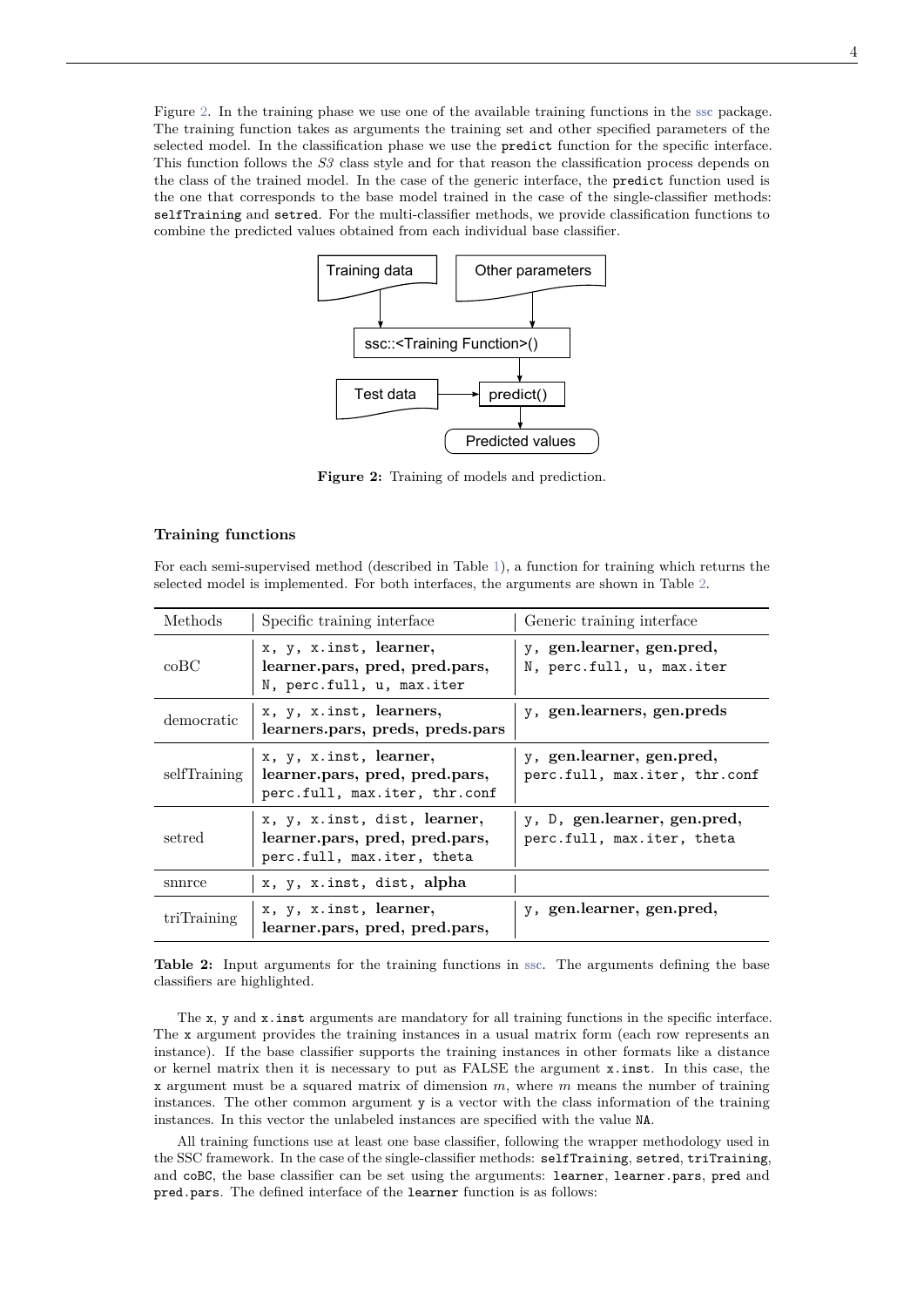Figure 2. In the training phase we use one of the available training functions in the ssc package. The training function takes as arguments the training set and other specified parameters of the selected model. In the classification phase we use the `predict` function for the specific interface. This function follows the *S3* class style and for that reason the classification process depends on the class of the trained model. In the case of the generic interface, the `predict` function used is the one that corresponds to the base model trained in the case of the single-classifier methods: `selfTraining` and `setred`. For the multi-classifier methods, we provide classification functions to combine the predicted values obtained from each individual base classifier.

**Figure 2:** Training of models and prediction.

### Training functions

For each semi-supervised method (described in Table 1), a function for training which returns the selected model is implemented. For both interfaces, the arguments are shown in Table 2.

| Methods | Specific training interface | Generic training interface |
|---|---|---|
| coBC | `x, y, x.inst,` **learner, learner.pars, pred, pred.pars,** `N, perc.full, u, max.iter` | `y,` **gen.learner, gen.pred,** `N, perc.full, u, max.iter` |
| democratic | `x, y, x.inst,` **learners, learners.pars, preds, preds.pars** | `y,` **gen.learners, gen.preds** |
| selfTraining | `x, y, x.inst,` **learner, learner.pars, pred, pred.pars,** `perc.full, max.iter, thr.conf` | `y,` **gen.learner, gen.pred,** `perc.full, max.iter, thr.conf` |
| setred | `x, y, x.inst, dist,` **learner, learner.pars, pred, pred.pars,** `perc.full, max.iter, theta` | `y, D,` **gen.learner, gen.pred,** `perc.full, max.iter, theta` |
| snnrce | `x, y, x.inst, dist,` **alpha** | |
| triTraining | `x, y, x.inst,` **learner, learner.pars, pred, pred.pars,** | `y,` **gen.learner, gen.pred,** |

**Table 2:** Input arguments for the training functions in ssc. The arguments defining the base classifiers are highlighted.

The `x`, `y` and `x.inst` arguments are mandatory for all training functions in the specific interface. The `x` argument provides the training instances in a usual matrix form (each row represents an instance). If the base classifier supports the training instances in other formats like a distance or kernel matrix then it is necessary to put as FALSE the argument `x.inst`. In this case, the `x` argument must be a squared matrix of dimension $m$, where $m$ means the number of training instances. The other common argument `y` is a vector with the class information of the training instances. In this vector the unlabeled instances are specified with the value `NA`.

All training functions use at least one base classifier, following the wrapper methodology used in the SSC framework. In the case of the single-classifier methods: `selfTraining`, `setred`, `triTraining`, and `coBC`, the base classifier can be set using the arguments: `learner`, `learner.pars`, `pred` and `pred.pars`. The defined interface of the `learner` function is as follows: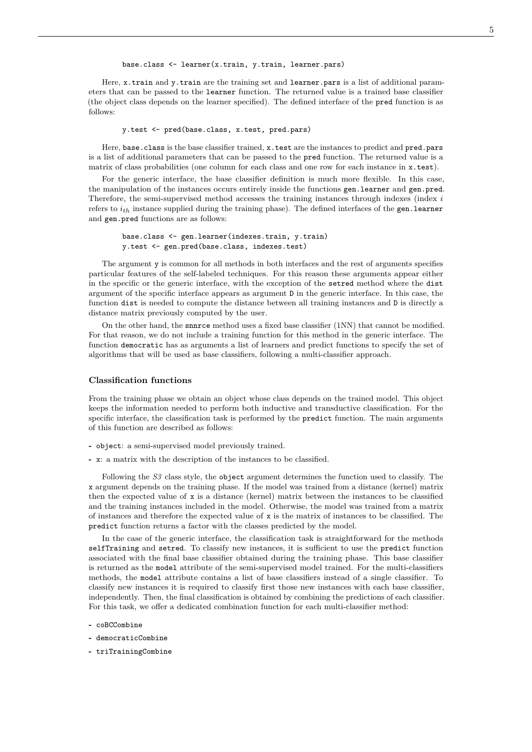```
base.class <- learner(x.train, y.train, learner.pars)
```

Here, `x.train` and `y.train` are the training set and `learner.pars` is a list of additional parameters that can be passed to the `learner` function. The returned value is a trained base classifier (the object class depends on the learner specified). The defined interface of the `pred` function is as follows:

```
y.test <- pred(base.class, x.test, pred.pars)
```

Here, `base.class` is the base classifier trained, `x.test` are the instances to predict and `pred.pars` is a list of additional parameters that can be passed to the `pred` function. The returned value is a matrix of class probabilities (one column for each class and one row for each instance in `x.test`).

For the generic interface, the base classifier definition is much more flexible. In this case, the manipulation of the instances occurs entirely inside the functions `gen.learner` and `gen.pred`. Therefore, the semi-supervised method accesses the training instances through indexes (index $i$ refers to $i_{th}$ instance supplied during the training phase). The defined interfaces of the `gen.learner` and `gen.pred` functions are as follows:

```
base.class <- gen.learner(indexes.train, y.train)
y.test <- gen.pred(base.class, indexes.test)
```

The argument `y` is common for all methods in both interfaces and the rest of arguments specifies particular features of the self-labeled techniques. For this reason these arguments appear either in the specific or the generic interface, with the exception of the `setred` method where the `dist` argument of the specific interface appears as argument `D` in the generic interface. In this case, the function `dist` is needed to compute the distance between all training instances and `D` is directly a distance matrix previously computed by the user.

On the other hand, the `snnrce` method uses a fixed base classifier (1NN) that cannot be modified. For that reason, we do not include a training function for this method in the generic interface. The function `democratic` has as arguments a list of learners and predict functions to specify the set of algorithms that will be used as base classifiers, following a multi-classifier approach.

### Classification functions

From the training phase we obtain an object whose class depends on the trained model. This object keeps the information needed to perform both inductive and transductive classification. For the specific interface, the classification task is performed by the `predict` function. The main arguments of this function are described as follows:

- `object`: a semi-supervised model previously trained.
- `x`: a matrix with the description of the instances to be classified.

Following the *S3* class style, the `object` argument determines the function used to classify. The `x` argument depends on the training phase. If the model was trained from a distance (kernel) matrix then the expected value of `x` is a distance (kernel) matrix between the instances to be classified and the training instances included in the model. Otherwise, the model was trained from a matrix of instances and therefore the expected value of `x` is the matrix of instances to be classified. The `predict` function returns a factor with the classes predicted by the model.

In the case of the generic interface, the classification task is straightforward for the methods `selfTraining` and `setred`. To classify new instances, it is sufficient to use the `predict` function associated with the final base classifier obtained during the training phase. This base classifier is returned as the `model` attribute of the semi-supervised model trained. For the multi-classifiers methods, the `model` attribute contains a list of base classifiers instead of a single classifier. To classify new instances it is required to classify first those new instances with each base classifier, independently. Then, the final classification is obtained by combining the predictions of each classifier. For this task, we offer a dedicated combination function for each multi-classifier method:

- `coBCCombine`
- `democraticCombine`
- `triTrainingCombine`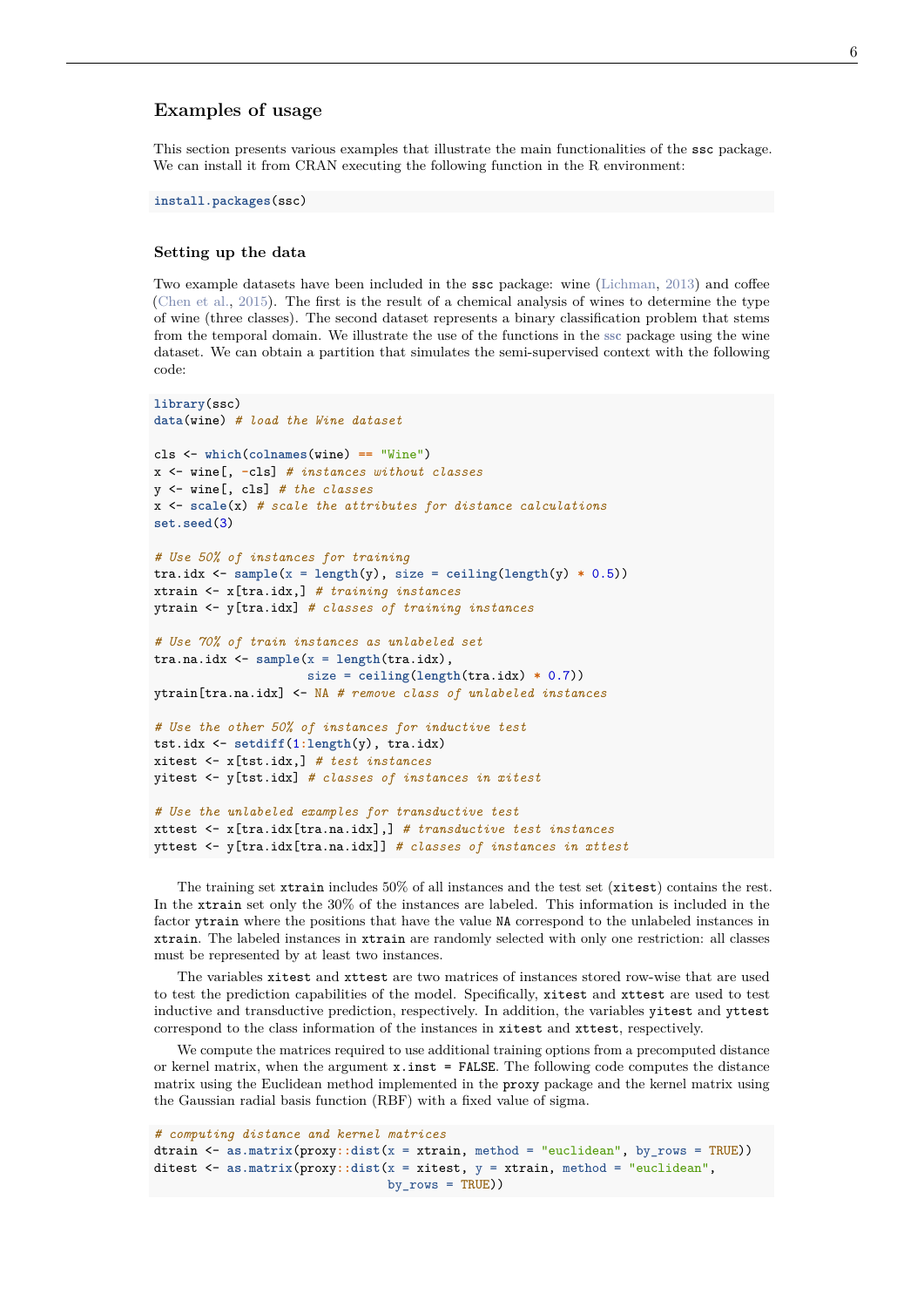## Examples of usage

This section presents various examples that illustrate the main functionalities of the ssc package. We can install it from CRAN executing the following function in the R environment:

```
install.packages(ssc)
```

### Setting up the data

Two example datasets have been included in the ssc package: wine (Lichman, 2013) and coffee (Chen et al., 2015). The first is the result of a chemical analysis of wines to determine the type of wine (three classes). The second dataset represents a binary classification problem that stems from the temporal domain. We illustrate the use of the functions in the ssc package using the wine dataset. We can obtain a partition that simulates the semi-supervised context with the following code:

```
library(ssc)
data(wine) # load the Wine dataset

cls <- which(colnames(wine) == "Wine")
x <- wine[, -cls] # instances without classes
y <- wine[, cls] # the classes
x <- scale(x) # scale the attributes for distance calculations
set.seed(3)

# Use 50% of instances for training
tra.idx <- sample(x = length(y), size = ceiling(length(y) * 0.5))
xtrain <- x[tra.idx,] # training instances
ytrain <- y[tra.idx] # classes of training instances

# Use 70% of train instances as unlabeled set
tra.na.idx <- sample(x = length(tra.idx),
                     size = ceiling(length(tra.idx) * 0.7))
ytrain[tra.na.idx] <- NA # remove class of unlabeled instances

# Use the other 50% of instances for inductive test
tst.idx <- setdiff(1:length(y), tra.idx)
xitest <- x[tst.idx,] # test instances
yitest <- y[tst.idx] # classes of instances in xitest

# Use the unlabeled examples for transductive test
xttest <- x[tra.idx[tra.na.idx],] # transductive test instances
yttest <- y[tra.idx[tra.na.idx]] # classes of instances in xttest
```

The training set `xtrain` includes 50% of all instances and the test set (`xitest`) contains the rest. In the `xtrain` set only the 30% of the instances are labeled. This information is included in the factor `ytrain` where the positions that have the value `NA` correspond to the unlabeled instances in `xtrain`. The labeled instances in `xtrain` are randomly selected with only one restriction: all classes must be represented by at least two instances.

The variables `xitest` and `xttest` are two matrices of instances stored row-wise that are used to test the prediction capabilities of the model. Specifically, `xitest` and `xttest` are used to test inductive and transductive prediction, respectively. In addition, the variables `yitest` and `yttest` correspond to the class information of the instances in `xitest` and `xttest`, respectively.

We compute the matrices required to use additional training options from a precomputed distance or kernel matrix, when the argument `x.inst = FALSE`. The following code computes the distance matrix using the Euclidean method implemented in the proxy package and the kernel matrix using the Gaussian radial basis function (RBF) with a fixed value of sigma.

```
# computing distance and kernel matrices
dtrain <- as.matrix(proxy::dist(x = xtrain, method = "euclidean", by_rows = TRUE))
ditest <- as.matrix(proxy::dist(x = xitest, y = xtrain, method = "euclidean",
                                by_rows = TRUE))
```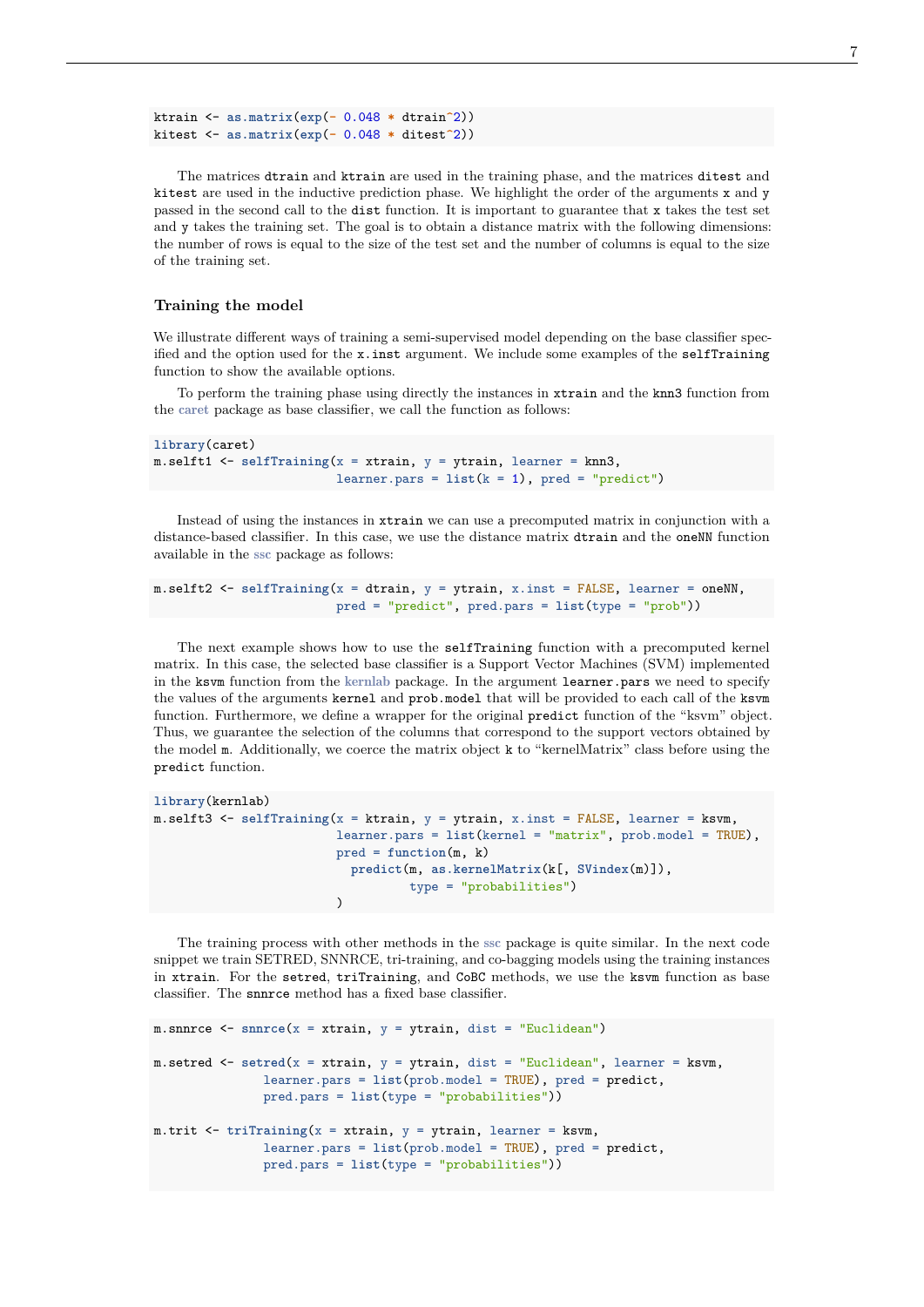```
ktrain <- as.matrix(exp(- 0.048 * dtrain^2))
kitest <- as.matrix(exp(- 0.048 * ditest^2))
```

The matrices `dtrain` and `ktrain` are used in the training phase, and the matrices `ditest` and `kitest` are used in the inductive prediction phase. We highlight the order of the arguments `x` and `y` passed in the second call to the `dist` function. It is important to guarantee that `x` takes the test set and `y` takes the training set. The goal is to obtain a distance matrix with the following dimensions: the number of rows is equal to the size of the test set and the number of columns is equal to the size of the training set.

### Training the model

We illustrate different ways of training a semi-supervised model depending on the base classifier specified and the option used for the `x.inst` argument. We include some examples of the `selfTraining` function to show the available options.

To perform the training phase using directly the instances in `xtrain` and the `knn3` function from the caret package as base classifier, we call the function as follows:

```
library(caret)
m.selft1 <- selfTraining(x = xtrain, y = ytrain, learner = knn3,
                         learner.pars = list(k = 1), pred = "predict")
```

Instead of using the instances in `xtrain` we can use a precomputed matrix in conjunction with a distance-based classifier. In this case, we use the distance matrix `dtrain` and the `oneNN` function available in the ssc package as follows:

```
m.selft2 <- selfTraining(x = dtrain, y = ytrain, x.inst = FALSE, learner = oneNN,
                         pred = "predict", pred.pars = list(type = "prob"))
```

The next example shows how to use the `selfTraining` function with a precomputed kernel matrix. In this case, the selected base classifier is a Support Vector Machines (SVM) implemented in the `ksvm` function from the kernlab package. In the argument `learner.pars` we need to specify the values of the arguments `kernel` and `prob.model` that will be provided to each call of the `ksvm` function. Furthermore, we define a wrapper for the original `predict` function of the "ksvm" object. Thus, we guarantee the selection of the columns that correspond to the support vectors obtained by the model `m`. Additionally, we coerce the matrix object `k` to "kernelMatrix" class before using the `predict` function.

```
library(kernlab)
m.selft3 <- selfTraining(x = ktrain, y = ytrain, x.inst = FALSE, learner = ksvm,
                         learner.pars = list(kernel = "matrix", prob.model = TRUE),
                         pred = function(m, k)
                           predict(m, as.kernelMatrix(k[, SVindex(m)]),
                                   type = "probabilities")
                         )
```

The training process with other methods in the ssc package is quite similar. In the next code snippet we train SETRED, SNNRCE, tri-training, and co-bagging models using the training instances in `xtrain`. For the `setred`, `triTraining`, and `CoBC` methods, we use the `ksvm` function as base classifier. The `snnrce` method has a fixed base classifier.

```
m.snnrce <- snnrce(x = xtrain, y = ytrain, dist = "Euclidean")

m.setred <- setred(x = xtrain, y = ytrain, dist = "Euclidean", learner = ksvm,
              learner.pars = list(prob.model = TRUE), pred = predict,
              pred.pars = list(type = "probabilities"))

m.trit <- triTraining(x = xtrain, y = ytrain, learner = ksvm,
              learner.pars = list(prob.model = TRUE), pred = predict,
              pred.pars = list(type = "probabilities"))
```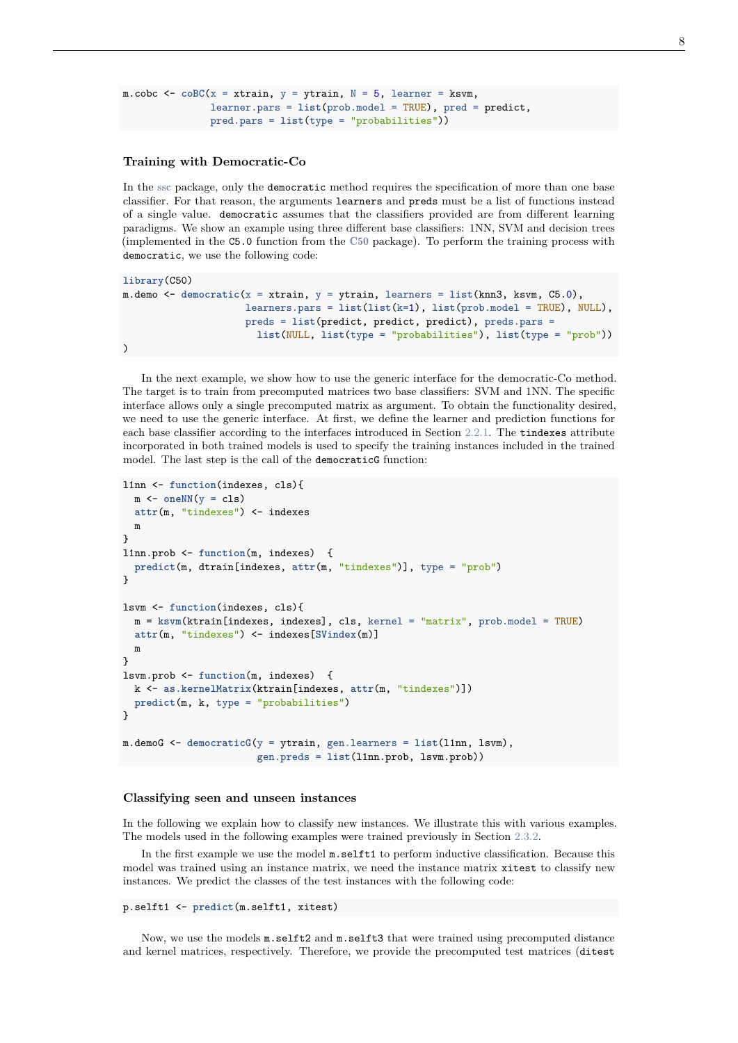```
m.cobc <- coBC(x = xtrain, y = ytrain, N = 5, learner = ksvm,
               learner.pars = list(prob.model = TRUE), pred = predict,
               pred.pars = list(type = "probabilities"))
```

### Training with Democratic-Co

In the ssc package, only the `democratic` method requires the specification of more than one base classifier. For that reason, the arguments `learners` and `preds` must be a list of functions instead of a single value. `democratic` assumes that the classifiers provided are from different learning paradigms. We show an example using three different base classifiers: 1NN, SVM and decision trees (implemented in the `C5.0` function from the C50 package). To perform the training process with `democratic`, we use the following code:

```
library(C50)
m.demo <- democratic(x = xtrain, y = ytrain, learners = list(knn3, ksvm, C5.0),
                     learners.pars = list(list(k=1), list(prob.model = TRUE), NULL),
                     preds = list(predict, predict, predict), preds.pars =
                       list(NULL, list(type = "probabilities"), list(type = "prob"))
)
```

In the next example, we show how to use the generic interface for the democratic-Co method. The target is to train from precomputed matrices two base classifiers: SVM and 1NN. The specific interface allows only a single precomputed matrix as argument. To obtain the functionality desired, we need to use the generic interface. At first, we define the learner and prediction functions for each base classifier according to the interfaces introduced in Section 2.2.1. The `tindexes` attribute incorporated in both trained models is used to specify the training instances included in the trained model. The last step is the call of the `democraticG` function:

```
l1nn <- function(indexes, cls){
  m <- oneNN(y = cls)
  attr(m, "tindexes") <- indexes
  m
}
l1nn.prob <- function(m, indexes)  {
  predict(m, dtrain[indexes, attr(m, "tindexes")], type = "prob")
}

lsvm <- function(indexes, cls){
  m = ksvm(ktrain[indexes, indexes], cls, kernel = "matrix", prob.model = TRUE)
  attr(m, "tindexes") <- indexes[SVindex(m)]
  m
}
lsvm.prob <- function(m, indexes)  {
  k <- as.kernelMatrix(ktrain[indexes, attr(m, "tindexes")])
  predict(m, k, type = "probabilities")
}

m.demoG <- democraticG(y = ytrain, gen.learners = list(l1nn, lsvm),
                       gen.preds = list(l1nn.prob, lsvm.prob))
```

### Classifying seen and unseen instances

In the following we explain how to classify new instances. We illustrate this with various examples. The models used in the following examples were trained previously in Section 2.3.2.

In the first example we use the model `m.selft1` to perform inductive classification. Because this model was trained using an instance matrix, we need the instance matrix `xitest` to classify new instances. We predict the classes of the test instances with the following code:

```
p.selft1 <- predict(m.selft1, xitest)
```

Now, we use the models `m.selft2` and `m.selft3` that were trained using precomputed distance and kernel matrices, respectively. Therefore, we provide the precomputed test matrices (`ditest`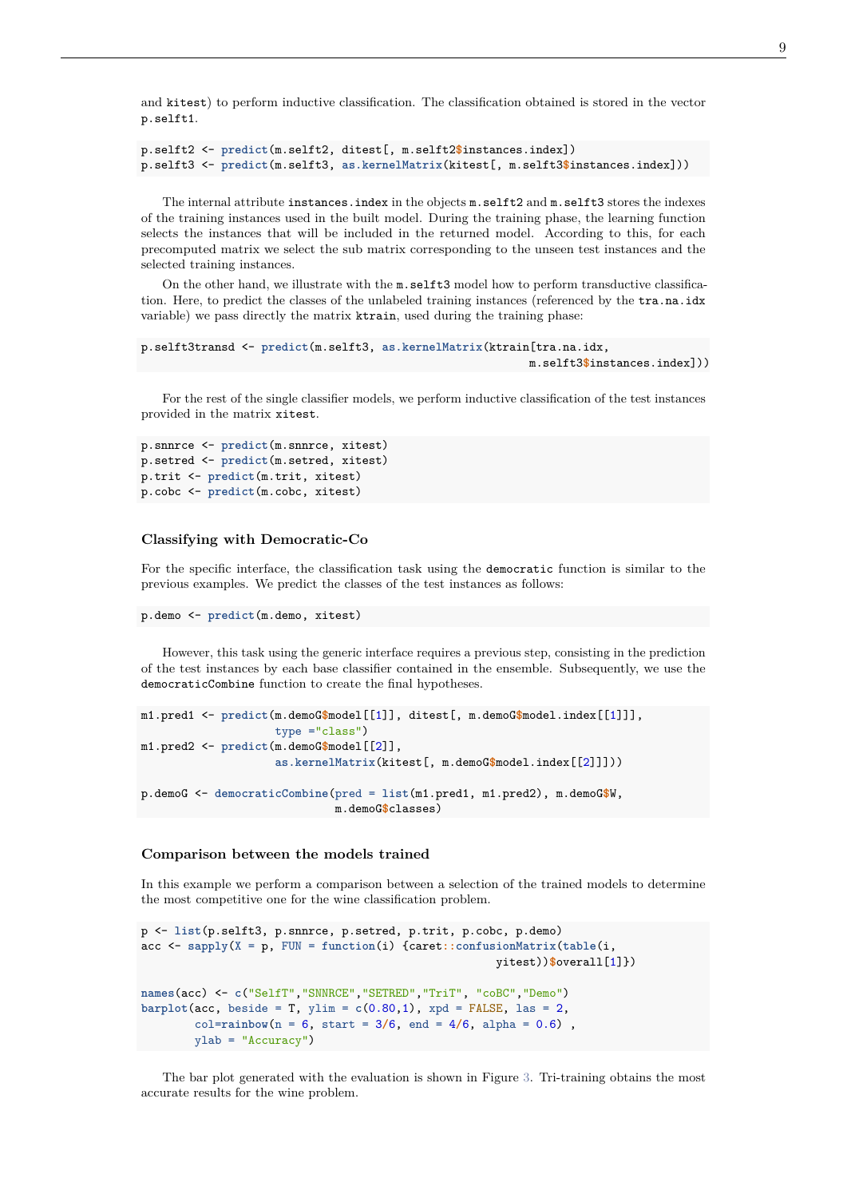and `kitest`) to perform inductive classification. The classification obtained is stored in the vector `p.selft1`.

```
p.selft2 <- predict(m.selft2, ditest[, m.selft2$instances.index])
p.selft3 <- predict(m.selft3, as.kernelMatrix(kitest[, m.selft3$instances.index]))
```

The internal attribute `instances.index` in the objects `m.selft2` and `m.selft3` stores the indexes of the training instances used in the built model. During the training phase, the learning function selects the instances that will be included in the returned model. According to this, for each precomputed matrix we select the sub matrix corresponding to the unseen test instances and the selected training instances.

On the other hand, we illustrate with the `m.selft3` model how to perform transductive classification. Here, to predict the classes of the unlabeled training instances (referenced by the `tra.na.idx` variable) we pass directly the matrix `ktrain`, used during the training phase:

```
p.selft3transd <- predict(m.selft3, as.kernelMatrix(ktrain[tra.na.idx,
                                                     m.selft3$instances.index]))
```

For the rest of the single classifier models, we perform inductive classification of the test instances provided in the matrix `xitest`.

```
p.snnrce <- predict(m.snnrce, xitest)
p.setred <- predict(m.setred, xitest)
p.trit <- predict(m.trit, xitest)
p.cobc <- predict(m.cobc, xitest)
```

### Classifying with Democratic-Co

For the specific interface, the classification task using the `democratic` function is similar to the previous examples. We predict the classes of the test instances as follows:

```
p.demo <- predict(m.demo, xitest)
```

However, this task using the generic interface requires a previous step, consisting in the prediction of the test instances by each base classifier contained in the ensemble. Subsequently, we use the `democraticCombine` function to create the final hypotheses.

```
m1.pred1 <- predict(m.demoG$model[[1]], ditest[, m.demoG$model.index[[1]]],
                    type ="class")
m1.pred2 <- predict(m.demoG$model[[2]],
                    as.kernelMatrix(kitest[, m.demoG$model.index[[2]]]))

p.demoG <- democraticCombine(pred = list(m1.pred1, m1.pred2), m.demoG$W,
                             m.demoG$classes)
```

### Comparison between the models trained

In this example we perform a comparison between a selection of the trained models to determine the most competitive one for the wine classification problem.

```
p <- list(p.selft3, p.snnrce, p.setred, p.trit, p.cobc, p.demo)
acc <- sapply(X = p, FUN = function(i) {caret::confusionMatrix(table(i,
                                                    yitest))$overall[1]})

names(acc) <- c("SelfT","SNNRCE","SETRED","TriT", "coBC","Demo")
barplot(acc, beside = T, ylim = c(0.80,1), xpd = FALSE, las = 2,
        col=rainbow(n = 6, start = 3/6, end = 4/6, alpha = 0.6) ,
        ylab = "Accuracy")
```

The bar plot generated with the evaluation is shown in Figure 3. Tri-training obtains the most accurate results for the wine problem.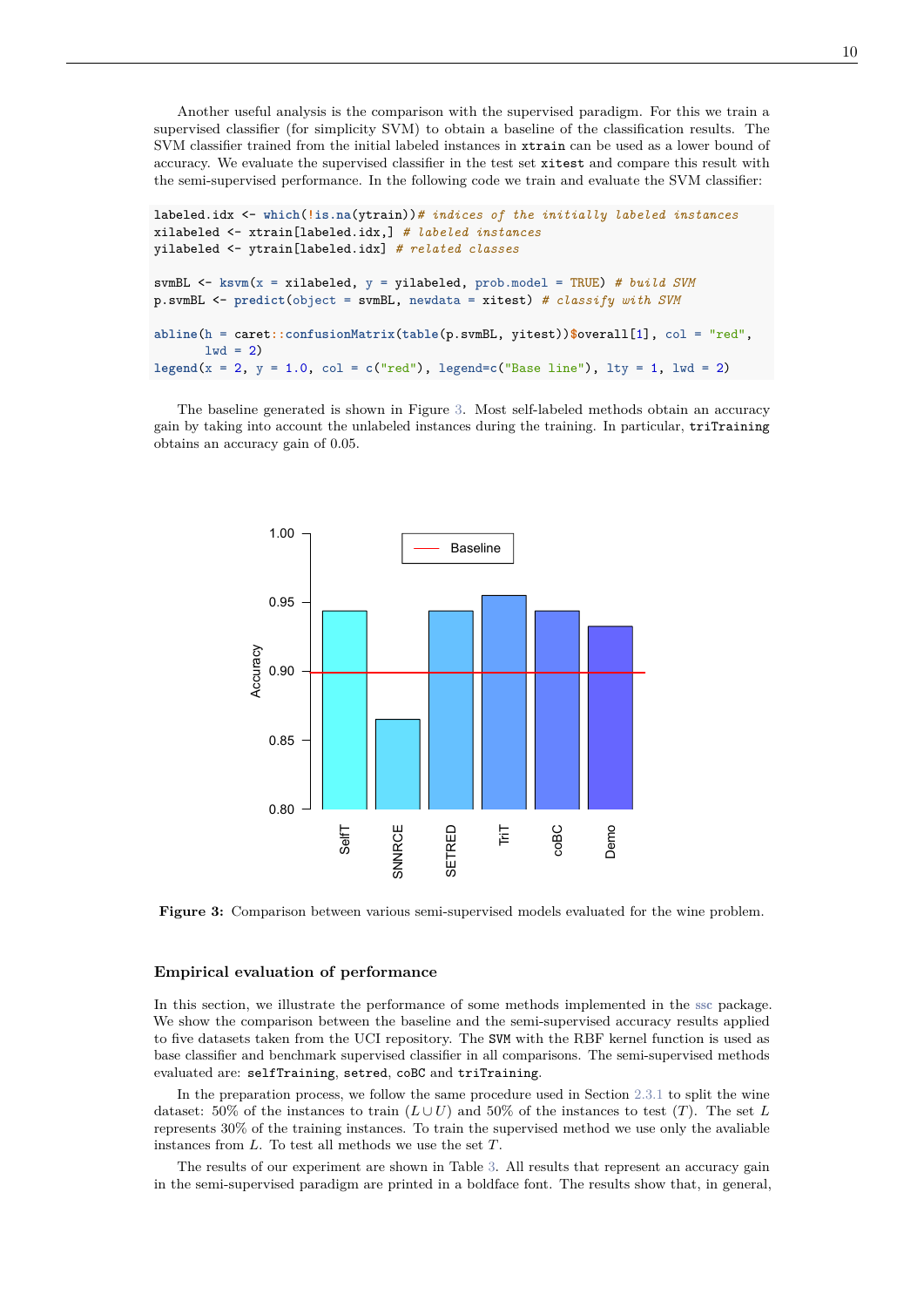Another useful analysis is the comparison with the supervised paradigm. For this we train a supervised classifier (for simplicity SVM) to obtain a baseline of the classification results. The SVM classifier trained from the initial labeled instances in `xtrain` can be used as a lower bound of accuracy. We evaluate the supervised classifier in the test set `xitest` and compare this result with the semi-supervised performance. In the following code we train and evaluate the SVM classifier:

```
labeled.idx <- which(!is.na(ytrain))# indices of the initially labeled instances
xilabeled <- xtrain[labeled.idx,] # labeled instances
yilabeled <- ytrain[labeled.idx] # related classes

svmBL <- ksvm(x = xilabeled, y = yilabeled, prob.model = TRUE) # build SVM
p.svmBL <- predict(object = svmBL, newdata = xitest) # classify with SVM

abline(h = caret::confusionMatrix(table(p.svmBL, yitest))$overall[1], col = "red",
       lwd = 2)
legend(x = 2, y = 1.0, col = c("red"), legend=c("Base line"), lty = 1, lwd = 2)
```

The baseline generated is shown in Figure 3. Most self-labeled methods obtain an accuracy gain by taking into account the unlabeled instances during the training. In particular, `triTraining` obtains an accuracy gain of 0.05.

**Figure 3:** Comparison between various semi-supervised models evaluated for the wine problem.

### Empirical evaluation of performance

In this section, we illustrate the performance of some methods implemented in the ssc package. We show the comparison between the baseline and the semi-supervised accuracy results applied to five datasets taken from the UCI repository. The `SVM` with the RBF kernel function is used as base classifier and benchmark supervised classifier in all comparisons. The semi-supervised methods evaluated are: `selfTraining`, `setred`, `coBC` and `triTraining`.

In the preparation process, we follow the same procedure used in Section 2.3.1 to split the wine dataset: 50% of the instances to train ($L \cup U$) and 50% of the instances to test ($T$). The set $L$ represents 30% of the training instances. To train the supervised method we use only the avaliable instances from $L$. To test all methods we use the set $T$.

The results of our experiment are shown in Table 3. All results that represent an accuracy gain in the semi-supervised paradigm are printed in a boldface font. The results show that, in general,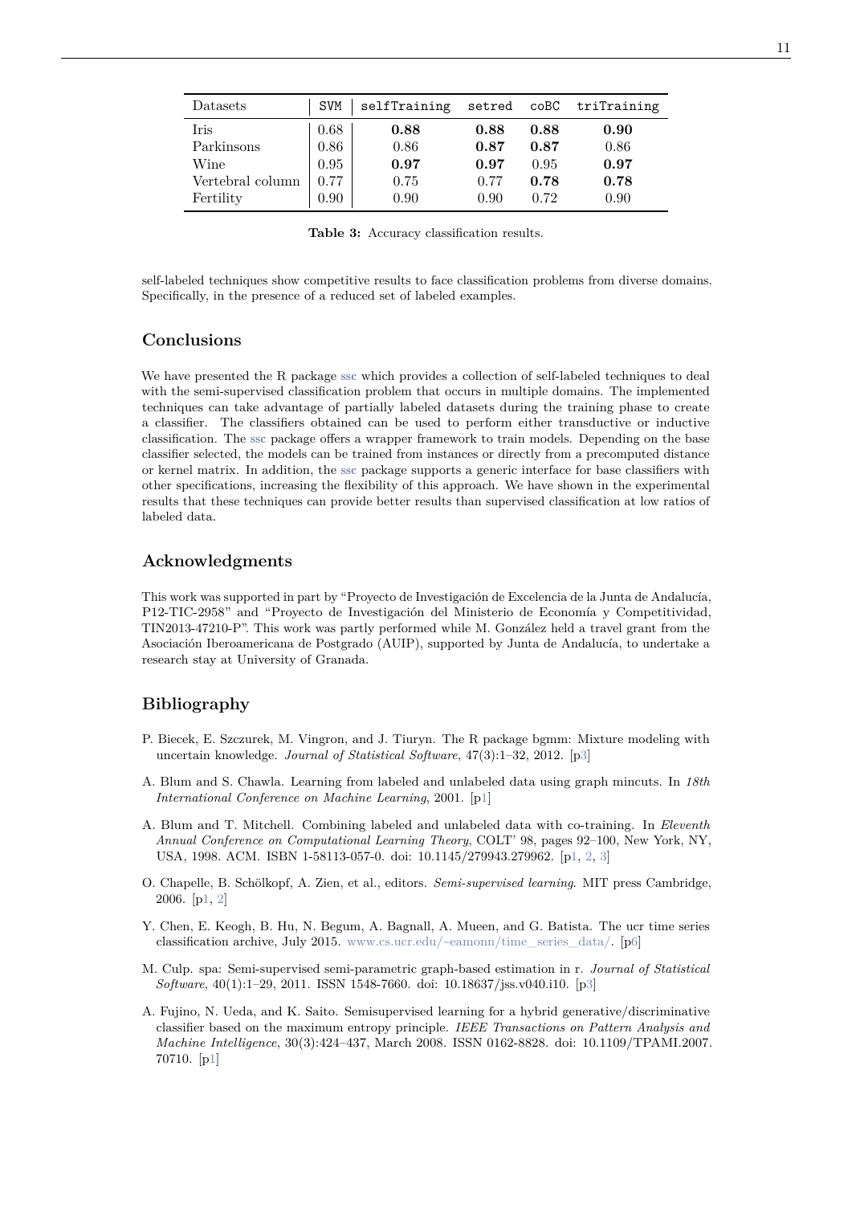| Datasets | SVM | selfTraining | setred | coBC | triTraining |
|---|---|---|---|---|---|
| Iris | 0.68 | **0.88** | **0.88** | **0.88** | **0.90** |
| Parkinsons | 0.86 | 0.86 | **0.87** | **0.87** | 0.86 |
| Wine | 0.95 | **0.97** | **0.97** | 0.95 | **0.97** |
| Vertebral column | 0.77 | 0.75 | 0.77 | **0.78** | **0.78** |
| Fertility | 0.90 | 0.90 | 0.90 | 0.72 | 0.90 |

**Table 3:** Accuracy classification results.

self-labeled techniques show competitive results to face classification problems from diverse domains. Specifically, in the presence of a reduced set of labeled examples.

## Conclusions

We have presented the R package ssc which provides a collection of self-labeled techniques to deal with the semi-supervised classification problem that occurs in multiple domains. The implemented techniques can take advantage of partially labeled datasets during the training phase to create a classifier. The classifiers obtained can be used to perform either transductive or inductive classification. The ssc package offers a wrapper framework to train models. Depending on the base classifier selected, the models can be trained from instances or directly from a precomputed distance or kernel matrix. In addition, the ssc package supports a generic interface for base classifiers with other specifications, increasing the flexibility of this approach. We have shown in the experimental results that these techniques can provide better results than supervised classification at low ratios of labeled data.

## Acknowledgments

This work was supported in part by "Proyecto de Investigación de Excelencia de la Junta de Andalucía, P12-TIC-2958" and "Proyecto de Investigación del Ministerio de Economía y Competitividad, TIN2013-47210-P". This work was partly performed while M. González held a travel grant from the Asociación Iberoamericana de Postgrado (AUIP), supported by Junta de Andalucía, to undertake a research stay at University of Granada.

## Bibliography

P. Biecek, E. Szczurek, M. Vingron, and J. Tiuryn. The R package bgmm: Mixture modeling with uncertain knowledge. *Journal of Statistical Software*, 47(3):1–32, 2012. [p3]

A. Blum and S. Chawla. Learning from labeled and unlabeled data using graph mincuts. In *18th International Conference on Machine Learning*, 2001. [p1]

A. Blum and T. Mitchell. Combining labeled and unlabeled data with co-training. In *Eleventh Annual Conference on Computational Learning Theory*, COLT' 98, pages 92–100, New York, NY, USA, 1998. ACM. ISBN 1-58113-057-0. doi: 10.1145/279943.279962. [p1, 2, 3]

O. Chapelle, B. Schölkopf, A. Zien, et al., editors. *Semi-supervised learning*. MIT press Cambridge, 2006. [p1, 2]

Y. Chen, E. Keogh, B. Hu, N. Begum, A. Bagnall, A. Mueen, and G. Batista. The ucr time series classification archive, July 2015. www.cs.ucr.edu/~eamonn/time_series_data/. [p6]

M. Culp. spa: Semi-supervised semi-parametric graph-based estimation in r. *Journal of Statistical Software*, 40(1):1–29, 2011. ISSN 1548-7660. doi: 10.18637/jss.v040.i10. [p3]

A. Fujino, N. Ueda, and K. Saito. Semisupervised learning for a hybrid generative/discriminative classifier based on the maximum entropy principle. *IEEE Transactions on Pattern Analysis and Machine Intelligence*, 30(3):424–437, March 2008. ISSN 0162-8828. doi: 10.1109/TPAMI.2007.70710. [p1]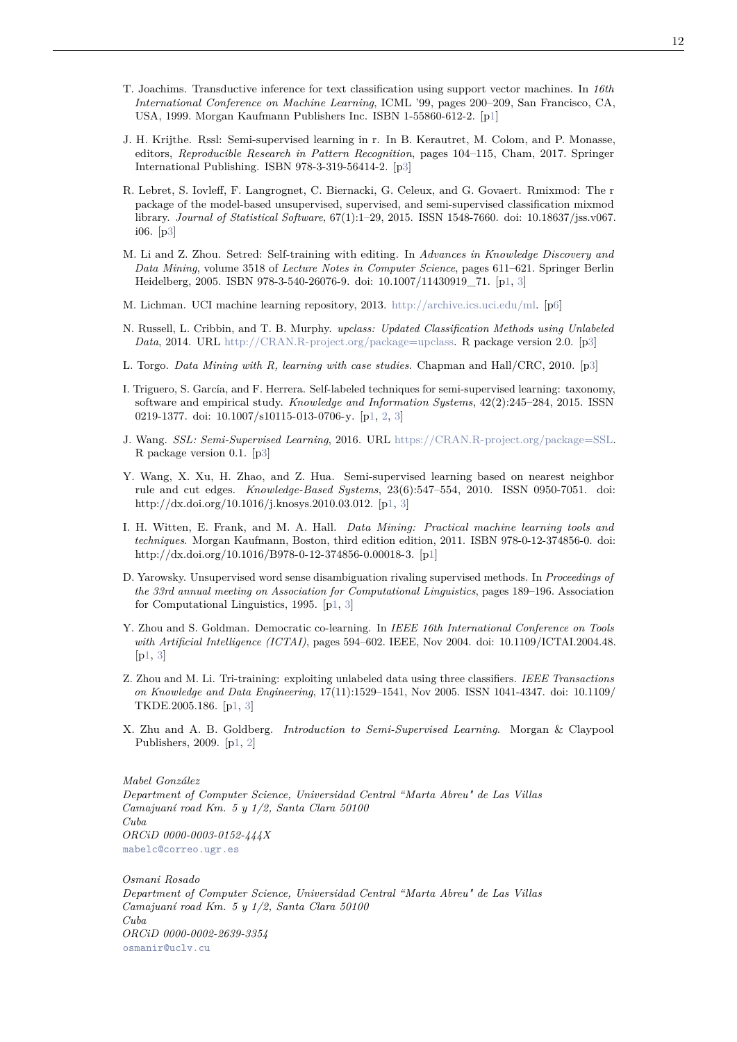T. Joachims. Transductive inference for text classification using support vector machines. In *16th International Conference on Machine Learning*, ICML '99, pages 200–209, San Francisco, CA, USA, 1999. Morgan Kaufmann Publishers Inc. ISBN 1-55860-612-2. [p1]

J. H. Krijthe. Rssl: Semi-supervised learning in r. In B. Kerautret, M. Colom, and P. Monasse, editors, *Reproducible Research in Pattern Recognition*, pages 104–115, Cham, 2017. Springer International Publishing. ISBN 978-3-319-56414-2. [p3]

R. Lebret, S. Iovleff, F. Langrognet, C. Biernacki, G. Celeux, and G. Govaert. Rmixmod: The r package of the model-based unsupervised, supervised, and semi-supervised classification mixmod library. *Journal of Statistical Software*, 67(1):1–29, 2015. ISSN 1548-7660. doi: 10.18637/jss.v067.i06. [p3]

M. Li and Z. Zhou. Setred: Self-training with editing. In *Advances in Knowledge Discovery and Data Mining*, volume 3518 of *Lecture Notes in Computer Science*, pages 611–621. Springer Berlin Heidelberg, 2005. ISBN 978-3-540-26076-9. doi: 10.1007/11430919_71. [p1, 3]

M. Lichman. UCI machine learning repository, 2013. http://archive.ics.uci.edu/ml. [p6]

N. Russell, L. Cribbin, and T. B. Murphy. *upclass: Updated Classification Methods using Unlabeled Data*, 2014. URL http://CRAN.R-project.org/package=upclass. R package version 2.0. [p3]

L. Torgo. *Data Mining with R, learning with case studies*. Chapman and Hall/CRC, 2010. [p3]

I. Triguero, S. García, and F. Herrera. Self-labeled techniques for semi-supervised learning: taxonomy, software and empirical study. *Knowledge and Information Systems*, 42(2):245–284, 2015. ISSN 0219-1377. doi: 10.1007/s10115-013-0706-y. [p1, 2, 3]

J. Wang. *SSL: Semi-Supervised Learning*, 2016. URL https://CRAN.R-project.org/package=SSL. R package version 0.1. [p3]

Y. Wang, X. Xu, H. Zhao, and Z. Hua. Semi-supervised learning based on nearest neighbor rule and cut edges. *Knowledge-Based Systems*, 23(6):547–554, 2010. ISSN 0950-7051. doi: http://dx.doi.org/10.1016/j.knosys.2010.03.012. [p1, 3]

I. H. Witten, E. Frank, and M. A. Hall. *Data Mining: Practical machine learning tools and techniques*. Morgan Kaufmann, Boston, third edition edition, 2011. ISBN 978-0-12-374856-0. doi: http://dx.doi.org/10.1016/B978-0-12-374856-0.00018-3. [p1]

D. Yarowsky. Unsupervised word sense disambiguation rivaling supervised methods. In *Proceedings of the 33rd annual meeting on Association for Computational Linguistics*, pages 189–196. Association for Computational Linguistics, 1995. [p1, 3]

Y. Zhou and S. Goldman. Democratic co-learning. In *IEEE 16th International Conference on Tools with Artificial Intelligence (ICTAI)*, pages 594–602. IEEE, Nov 2004. doi: 10.1109/ICTAI.2004.48. [p1, 3]

Z. Zhou and M. Li. Tri-training: exploiting unlabeled data using three classifiers. *IEEE Transactions on Knowledge and Data Engineering*, 17(11):1529–1541, Nov 2005. ISSN 1041-4347. doi: 10.1109/TKDE.2005.186. [p1, 3]

X. Zhu and A. B. Goldberg. *Introduction to Semi-Supervised Learning*. Morgan & Claypool Publishers, 2009. [p1, 2]

*Mabel González*
*Department of Computer Science, Universidad Central "Marta Abreu" de Las Villas*
*Camajuaní road Km. 5 y 1/2, Santa Clara 50100*
*Cuba*
*ORCiD 0000-0003-0152-444X*
mabelc@correo.ugr.es

*Osmani Rosado*
*Department of Computer Science, Universidad Central "Marta Abreu" de Las Villas*
*Camajuaní road Km. 5 y 1/2, Santa Clara 50100*
*Cuba*
*ORCiD 0000-0002-2639-3354*
osmanir@uclv.cu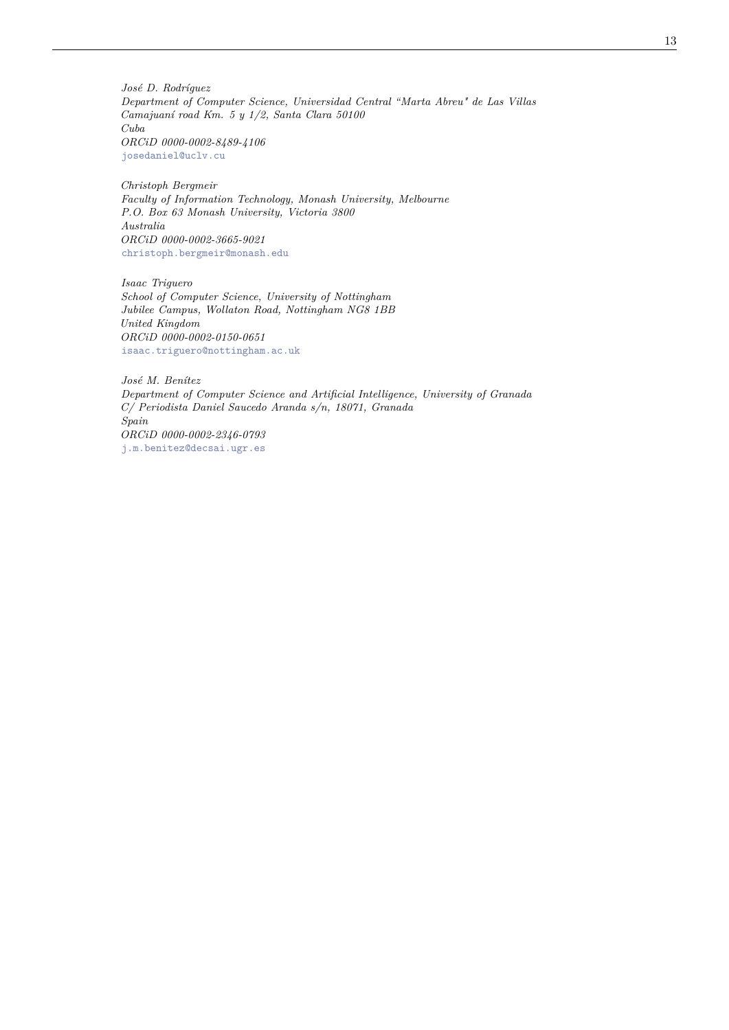*José D. Rodríguez*
*Department of Computer Science, Universidad Central "Marta Abreu" de Las Villas*
*Camajuaní road Km. 5 y 1/2, Santa Clara 50100*
*Cuba*
*ORCiD 0000-0002-8489-4106*
josedaniel@uclv.cu

*Christoph Bergmeir*
*Faculty of Information Technology, Monash University, Melbourne*
*P.O. Box 63 Monash University, Victoria 3800*
*Australia*
*ORCiD 0000-0002-3665-9021*
christoph.bergmeir@monash.edu

*Isaac Triguero*
*School of Computer Science, University of Nottingham*
*Jubilee Campus, Wollaton Road, Nottingham NG8 1BB*
*United Kingdom*
*ORCiD 0000-0002-0150-0651*
isaac.triguero@nottingham.ac.uk

*José M. Benítez*
*Department of Computer Science and Artificial Intelligence, University of Granada*
*C/ Periodista Daniel Saucedo Aranda s/n, 18071, Granada*
*Spain*
*ORCiD 0000-0002-2346-0793*
j.m.benitez@decsai.ugr.es